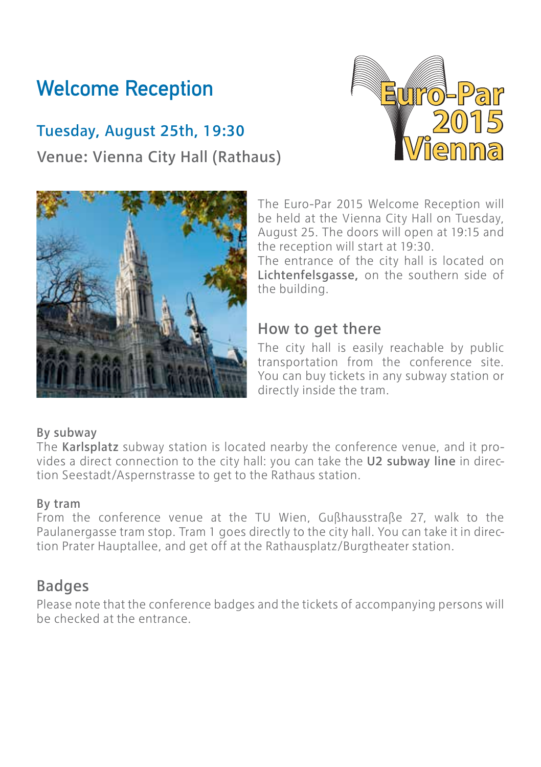# Welcome Reception

## Tuesday, August 25th, 19:30

Venue: Vienna City Hall (Rathaus)

Euro-Par 2015 Vienna

The Euro-Par 2015 Welcome Reception will be held at the Vienna City Hall on Tuesday, August 25. The doors will open at 19:15 and the reception will start at 19:30.
The entrance of the city hall is located on **Lichtenfelsgasse,** on the southern side of the building.

## How to get there

The city hall is easily reachable by public transportation from the conference site. You can buy tickets in any subway station or directly inside the tram.

### By subway

The **Karlsplatz** subway station is located nearby the conference venue, and it provides a direct connection to the city hall: you can take the **U2 subway line** in direction Seestadt/Aspernstrasse to get to the Rathaus station.

### By tram

From the conference venue at the TU Wien, Gußhausstraße 27, walk to the Paulanergasse tram stop. Tram 1 goes directly to the city hall. You can take it in direction Prater Hauptallee, and get off at the Rathausplatz/Burgtheater station.

## Badges

Please note that the conference badges and the tickets of accompanying persons will be checked at the entrance.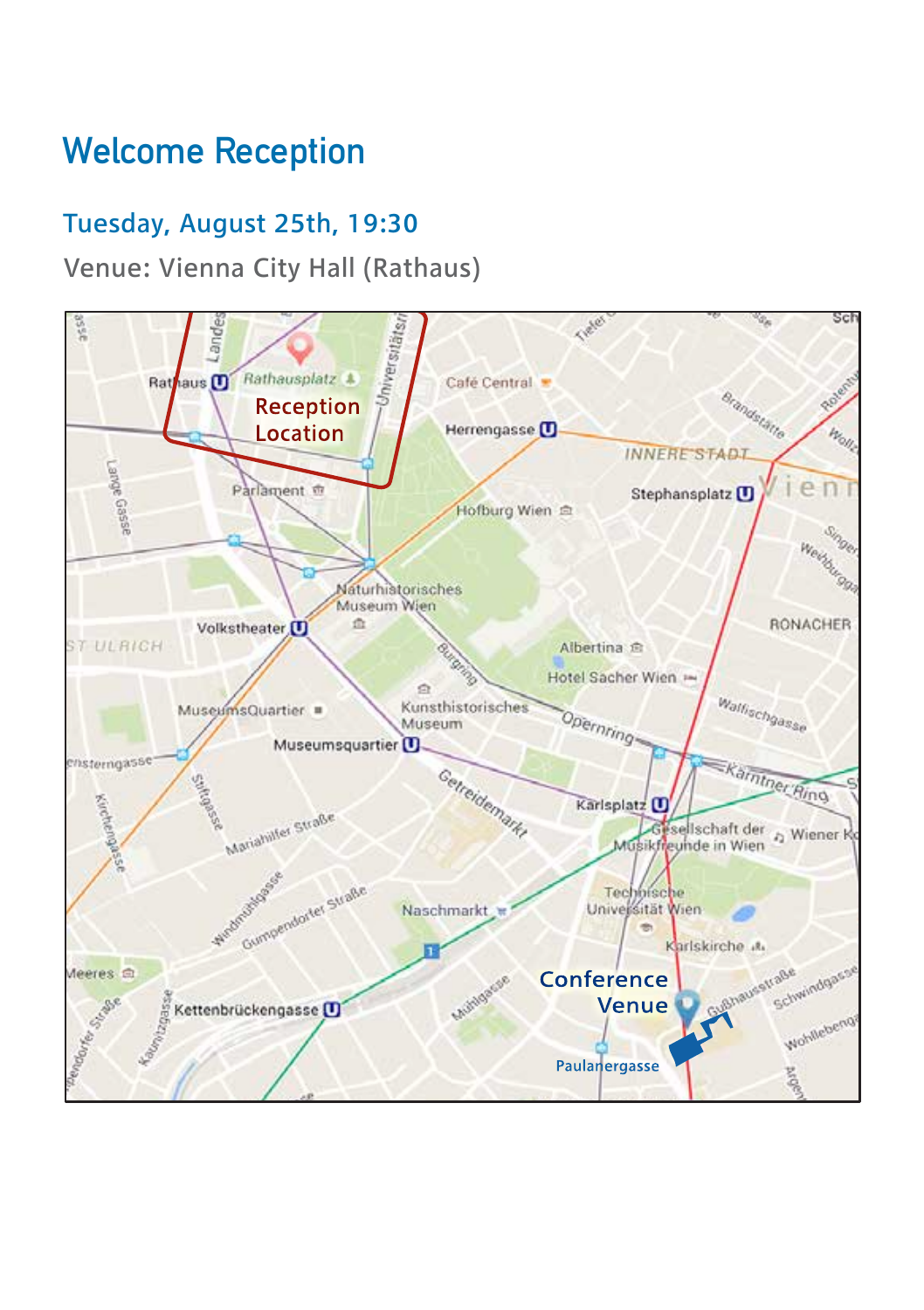# Welcome Reception

## Tuesday, August 25th, 19:30

Venue: Vienna City Hall (Rathaus)

Reception Location

Conference Venue